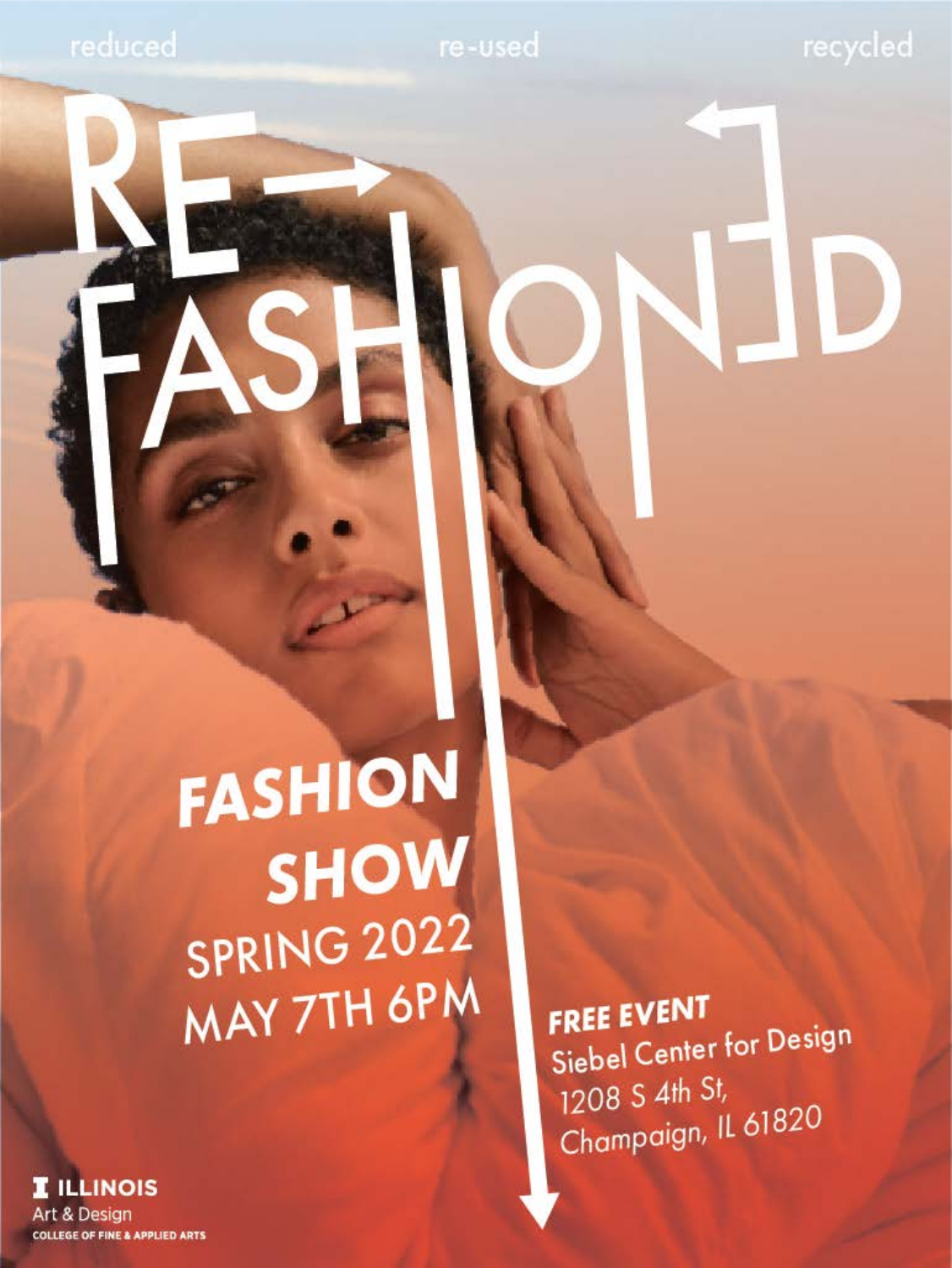reduced re-used recycled

# RE-FASHIONED

## FASHION SHOW

SPRING 2022

MAY 7TH 6PM

**FREE EVENT**

Siebel Center for Design

1208 S 4th St,

Champaign, IL 61820

ILLINOIS

Art & Design

COLLEGE OF FINE & APPLIED ARTS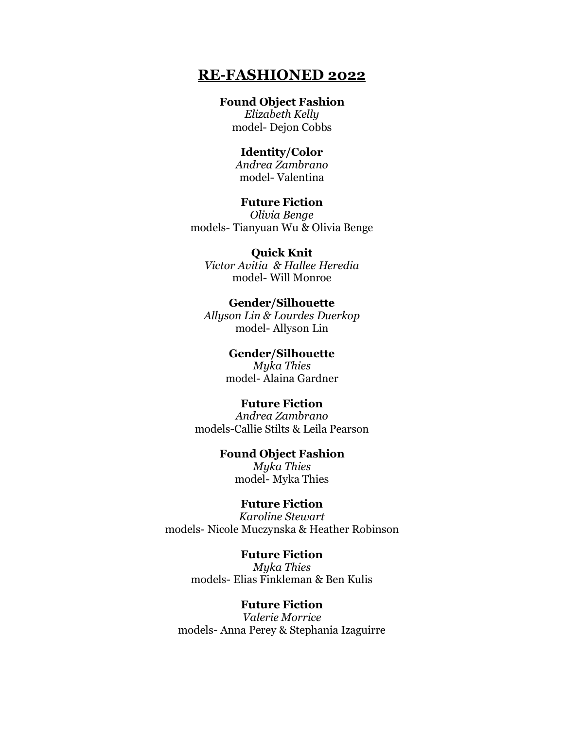# RE-FASHIONED 2022

**Found Object Fashion**
*Elizabeth Kelly*
model- Dejon Cobbs

**Identity/Color**
*Andrea Zambrano*
model- Valentina

**Future Fiction**
*Olivia Benge*
models- Tianyuan Wu & Olivia Benge

**Quick Knit**
*Victor Avitia & Hallee Heredia*
model- Will Monroe

**Gender/Silhouette**
*Allyson Lin & Lourdes Duerkop*
model- Allyson Lin

**Gender/Silhouette**
*Myka Thies*
model- Alaina Gardner

**Future Fiction**
*Andrea Zambrano*
models-Callie Stilts & Leila Pearson

**Found Object Fashion**
*Myka Thies*
model- Myka Thies

**Future Fiction**
*Karoline Stewart*
models- Nicole Muczynska & Heather Robinson

**Future Fiction**
*Myka Thies*
models- Elias Finkleman & Ben Kulis

**Future Fiction**
*Valerie Morrice*
models- Anna Perey & Stephania Izaguirre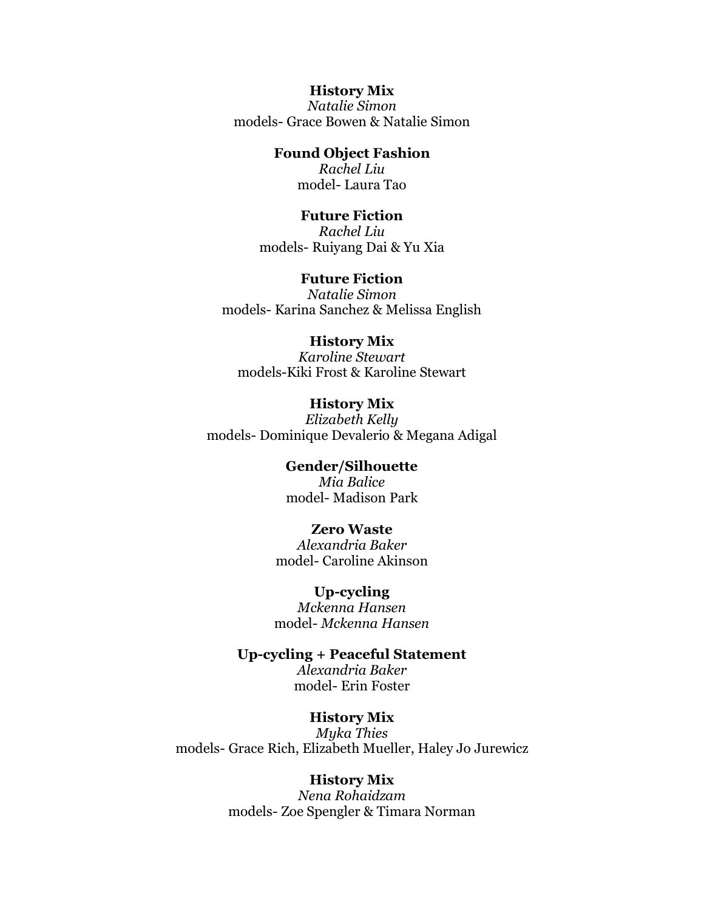**History Mix**
*Natalie Simon*
models- Grace Bowen & Natalie Simon

**Found Object Fashion**
*Rachel Liu*
model- Laura Tao

**Future Fiction**
*Rachel Liu*
models- Ruiyang Dai & Yu Xia

**Future Fiction**
*Natalie Simon*
models- Karina Sanchez & Melissa English

**History Mix**
*Karoline Stewart*
models-Kiki Frost & Karoline Stewart

**History Mix**
*Elizabeth Kelly*
models- Dominique Devalerio & Megana Adigal

**Gender/Silhouette**
*Mia Balice*
model- Madison Park

**Zero Waste**
*Alexandria Baker*
model- Caroline Akinson

**Up-cycling**
*Mckenna Hansen*
model- *Mckenna Hansen*

**Up-cycling + Peaceful Statement**
*Alexandria Baker*
model- Erin Foster

**History Mix**
*Myka Thies*
models- Grace Rich, Elizabeth Mueller, Haley Jo Jurewicz

**History Mix**
*Nena Rohaidzam*
models- Zoe Spengler & Timara Norman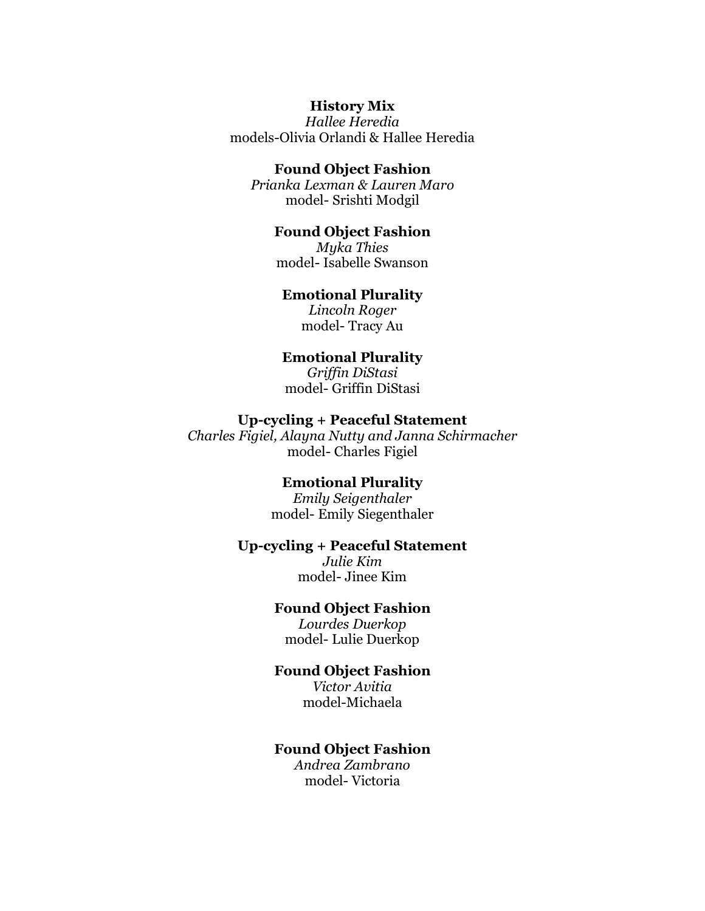**History Mix**
*Hallee Heredia*
models-Olivia Orlandi & Hallee Heredia

**Found Object Fashion**
*Prianka Lexman & Lauren Maro*
model- Srishti Modgil

**Found Object Fashion**
*Myka Thies*
model- Isabelle Swanson

**Emotional Plurality**
*Lincoln Roger*
model- Tracy Au

**Emotional Plurality**
*Griffin DiStasi*
model- Griffin DiStasi

**Up-cycling + Peaceful Statement**
*Charles Figiel, Alayna Nutty and Janna Schirmacher*
model- Charles Figiel

**Emotional Plurality**
*Emily Seigenthaler*
model- Emily Siegenthaler

**Up-cycling + Peaceful Statement**
*Julie Kim*
model- Jinee Kim

**Found Object Fashion**
*Lourdes Duerkop*
model- Lulie Duerkop

**Found Object Fashion**
*Victor Avitia*
model-Michaela

**Found Object Fashion**
*Andrea Zambrano*
model- Victoria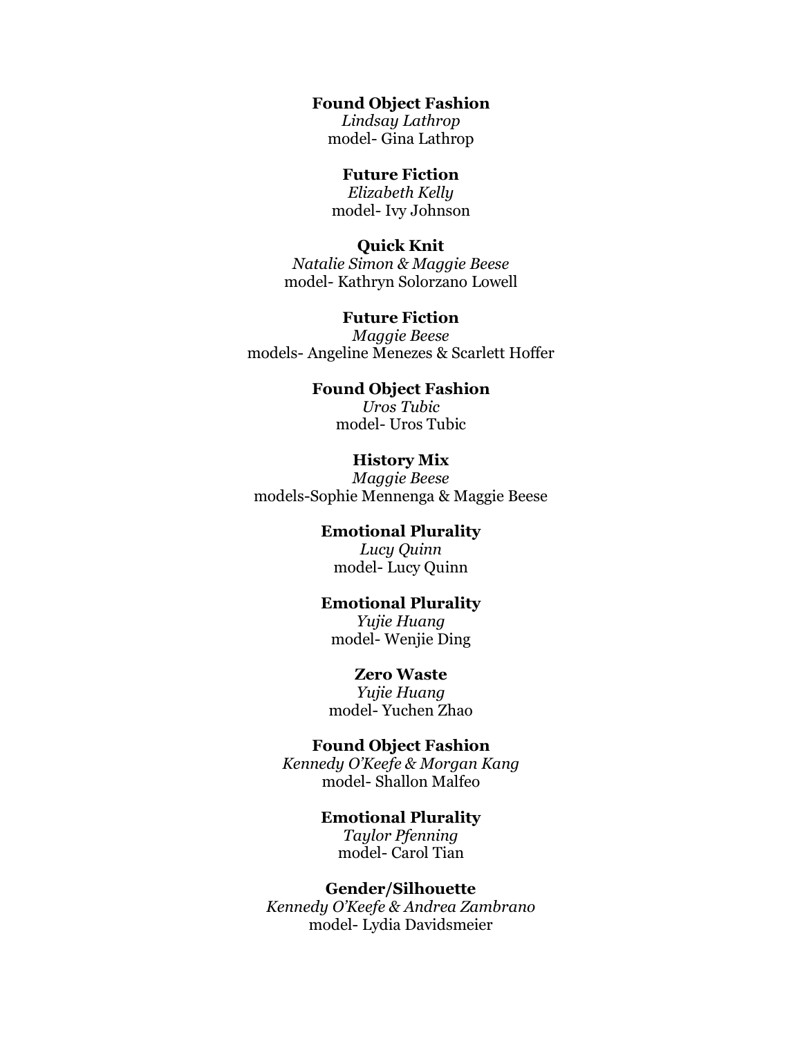**Found Object Fashion**
*Lindsay Lathrop*
model- Gina Lathrop

**Future Fiction**
*Elizabeth Kelly*
model- Ivy Johnson

**Quick Knit**
*Natalie Simon & Maggie Beese*
model- Kathryn Solorzano Lowell

**Future Fiction**
*Maggie Beese*
models- Angeline Menezes & Scarlett Hoffer

**Found Object Fashion**
*Uros Tubic*
model- Uros Tubic

**History Mix**
*Maggie Beese*
models-Sophie Mennenga & Maggie Beese

**Emotional Plurality**
*Lucy Quinn*
model- Lucy Quinn

**Emotional Plurality**
*Yujie Huang*
model- Wenjie Ding

**Zero Waste**
*Yujie Huang*
model- Yuchen Zhao

**Found Object Fashion**
*Kennedy O'Keefe & Morgan Kang*
model- Shallon Malfeo

**Emotional Plurality**
*Taylor Pfenning*
model- Carol Tian

**Gender/Silhouette**
*Kennedy O'Keefe & Andrea Zambrano*
model- Lydia Davidsmeier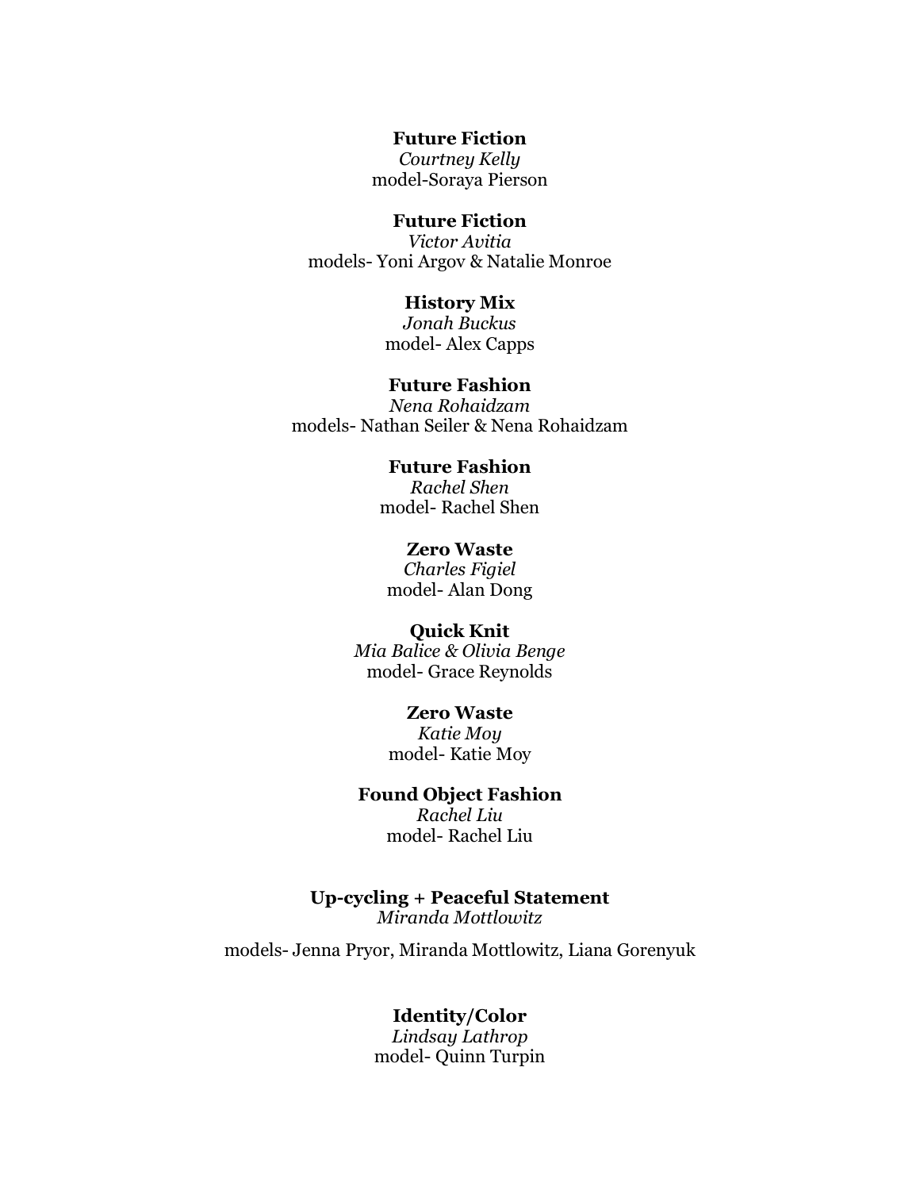**Future Fiction**
*Courtney Kelly*
model-Soraya Pierson

**Future Fiction**
*Victor Avitia*
models- Yoni Argov & Natalie Monroe

**History Mix**
*Jonah Buckus*
model- Alex Capps

**Future Fashion**
*Nena Rohaidzam*
models- Nathan Seiler & Nena Rohaidzam

**Future Fashion**
*Rachel Shen*
model- Rachel Shen

**Zero Waste**
*Charles Figiel*
model- Alan Dong

**Quick Knit**
*Mia Balice & Olivia Benge*
model- Grace Reynolds

**Zero Waste**
*Katie Moy*
model- Katie Moy

**Found Object Fashion**
*Rachel Liu*
model- Rachel Liu

**Up-cycling + Peaceful Statement**
*Miranda Mottlowitz*

models- Jenna Pryor, Miranda Mottlowitz, Liana Gorenyuk

**Identity/Color**
*Lindsay Lathrop*
model- Quinn Turpin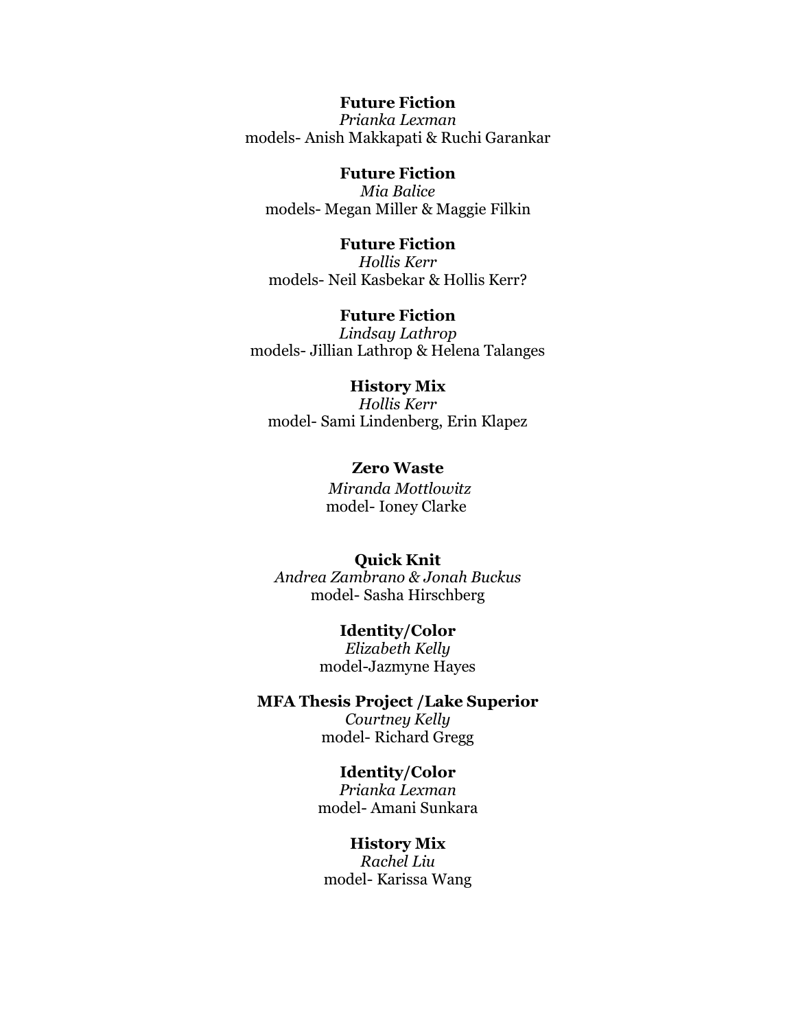**Future Fiction**
*Prianka Lexman*
models- Anish Makkapati & Ruchi Garankar

**Future Fiction**
*Mia Balice*
models- Megan Miller & Maggie Filkin

**Future Fiction**
*Hollis Kerr*
models- Neil Kasbekar & Hollis Kerr?

**Future Fiction**
*Lindsay Lathrop*
models- Jillian Lathrop & Helena Talanges

**History Mix**
*Hollis Kerr*
model- Sami Lindenberg, Erin Klapez

**Zero Waste**
*Miranda Mottlowitz*
model- Ioney Clarke

**Quick Knit**
*Andrea Zambrano & Jonah Buckus*
model- Sasha Hirschberg

**Identity/Color**
*Elizabeth Kelly*
model-Jazmyne Hayes

**MFA Thesis Project /Lake Superior**
*Courtney Kelly*
model- Richard Gregg

**Identity/Color**
*Prianka Lexman*
model- Amani Sunkara

**History Mix**
*Rachel Liu*
model- Karissa Wang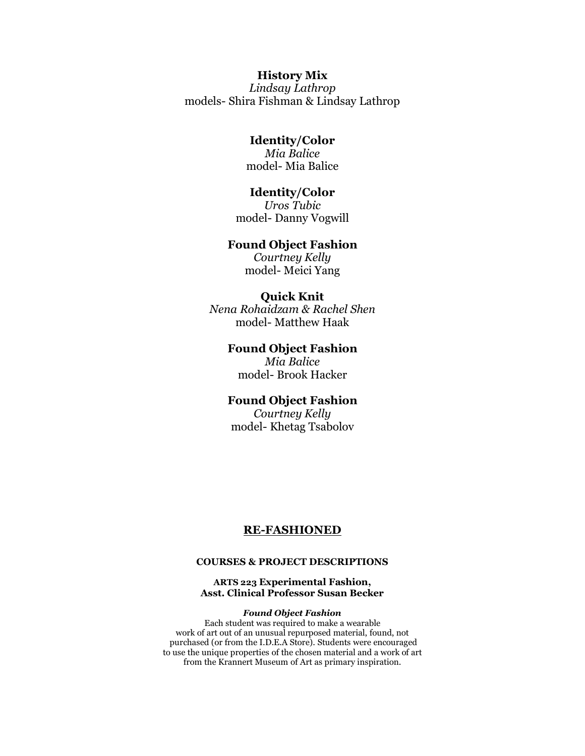**History Mix**
*Lindsay Lathrop*
models- Shira Fishman & Lindsay Lathrop

**Identity/Color**
*Mia Balice*
model- Mia Balice

**Identity/Color**
*Uros Tubic*
model- Danny Vogwill

**Found Object Fashion**
*Courtney Kelly*
model- Meici Yang

**Quick Knit**
*Nena Rohaidzam & Rachel Shen*
model- Matthew Haak

**Found Object Fashion**
*Mia Balice*
model- Brook Hacker

**Found Object Fashion**
*Courtney Kelly*
model- Khetag Tsabolov

## RE-FASHIONED

### COURSES & PROJECT DESCRIPTIONS

**ARTS 223 Experimental Fashion,**
**Asst. Clinical Professor Susan Becker**

***Found Object Fashion***

Each student was required to make a wearable work of art out of an unusual repurposed material, found, not purchased (or from the I.D.E.A Store). Students were encouraged to use the unique properties of the chosen material and a work of art from the Krannert Museum of Art as primary inspiration.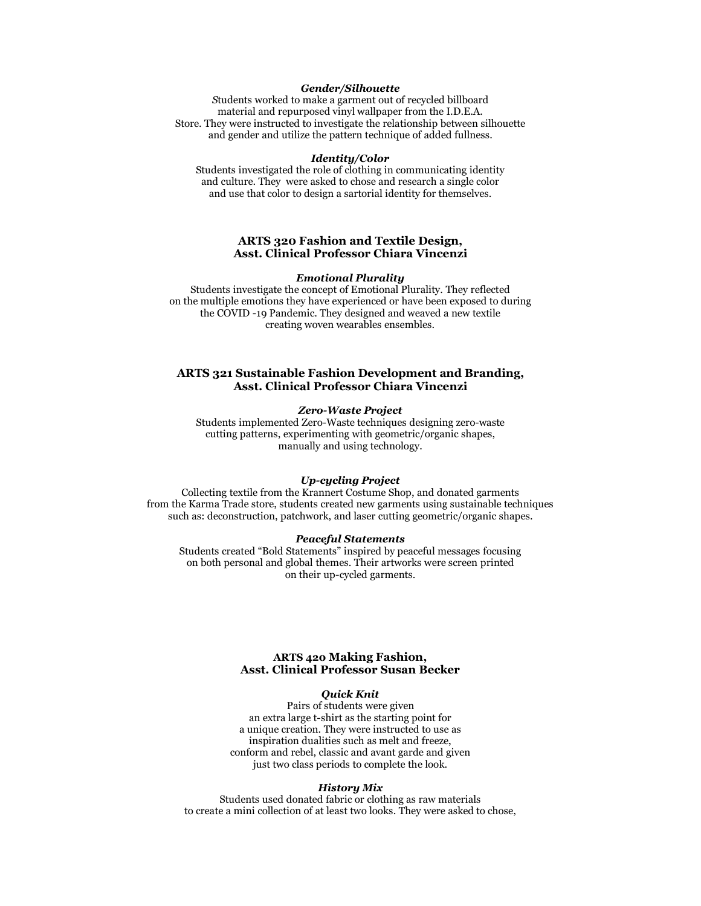#### *Gender/Silhouette*

Students worked to make a garment out of recycled billboard material and repurposed vinyl wallpaper from the I.D.E.A. Store. They were instructed to investigate the relationship between silhouette and gender and utilize the pattern technique of added fullness.

#### *Identity/Color*

Students investigated the role of clothing in communicating identity and culture. They were asked to chose and research a single color and use that color to design a sartorial identity for themselves.

### ARTS 320 Fashion and Textile Design, Asst. Clinical Professor Chiara Vincenzi

#### *Emotional Plurality*

Students investigate the concept of Emotional Plurality. They reflected on the multiple emotions they have experienced or have been exposed to during the COVID -19 Pandemic. They designed and weaved a new textile creating woven wearables ensembles.

### ARTS 321 Sustainable Fashion Development and Branding, Asst. Clinical Professor Chiara Vincenzi

#### *Zero-Waste Project*

Students implemented Zero-Waste techniques designing zero-waste cutting patterns, experimenting with geometric/organic shapes, manually and using technology.

#### *Up-cycling Project*

Collecting textile from the Krannert Costume Shop, and donated garments from the Karma Trade store, students created new garments using sustainable techniques such as: deconstruction, patchwork, and laser cutting geometric/organic shapes.

#### *Peaceful Statements*

Students created "Bold Statements" inspired by peaceful messages focusing on both personal and global themes. Their artworks were screen printed on their up-cycled garments.

### ARTS 420 Making Fashion, Asst. Clinical Professor Susan Becker

#### *Quick Knit*

Pairs of students were given an extra large t-shirt as the starting point for a unique creation. They were instructed to use as inspiration dualities such as melt and freeze, conform and rebel, classic and avant garde and given just two class periods to complete the look.

#### *History Mix*

Students used donated fabric or clothing as raw materials to create a mini collection of at least two looks. They were asked to chose,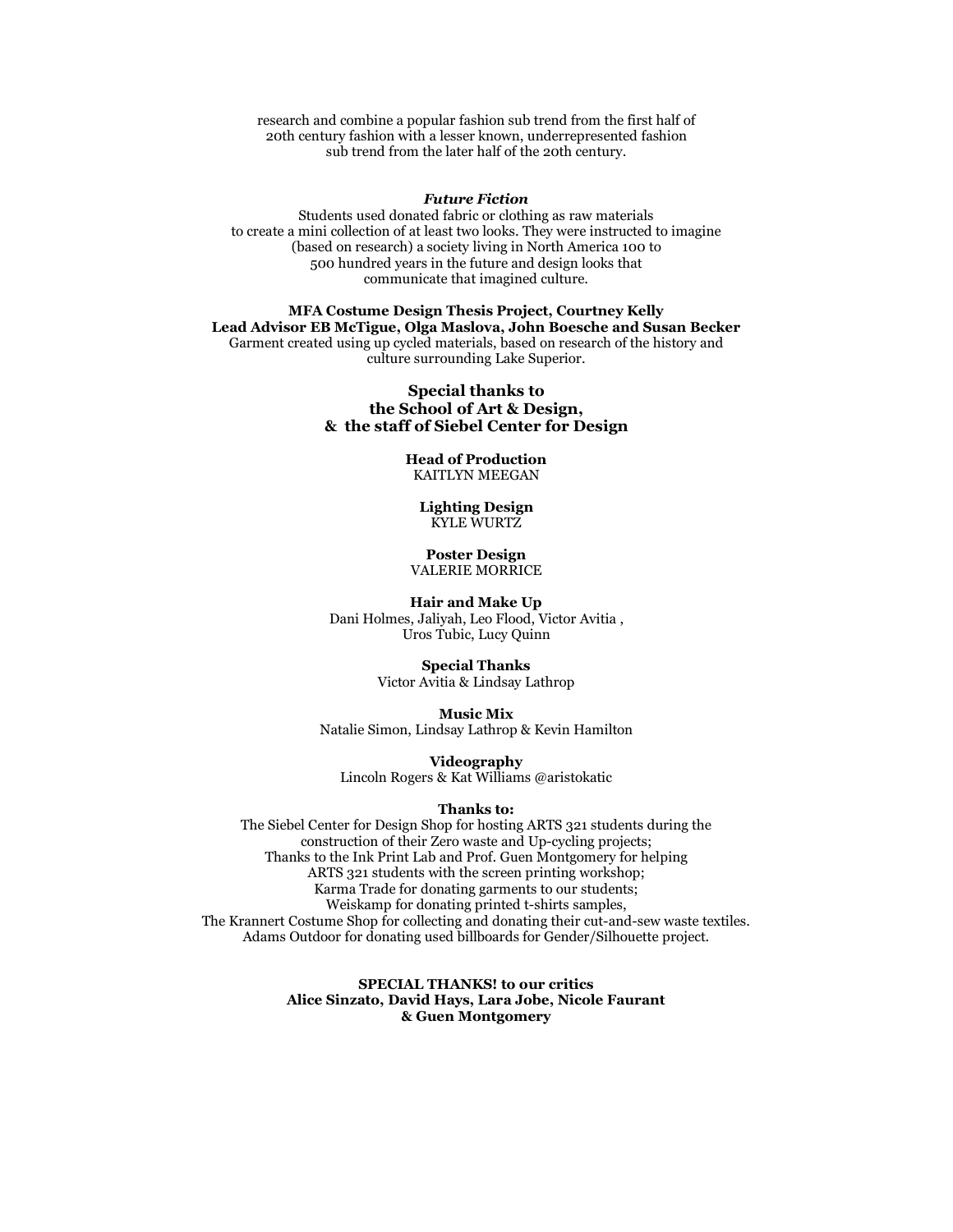research and combine a popular fashion sub trend from the first half of 20th century fashion with a lesser known, underrepresented fashion sub trend from the later half of the 20th century.

***Future Fiction***

Students used donated fabric or clothing as raw materials to create a mini collection of at least two looks. They were instructed to imagine (based on research) a society living in North America 100 to 500 hundred years in the future and design looks that communicate that imagined culture.

**MFA Costume Design Thesis Project, Courtney Kelly**
**Lead Advisor EB McTigue, Olga Maslova, John Boesche and Susan Becker**

Garment created using up cycled materials, based on research of the history and culture surrounding Lake Superior.

**Special thanks to the School of Art & Design, & the staff of Siebel Center for Design**

**Head of Production**
KAITLYN MEEGAN

**Lighting Design**
KYLE WURTZ

**Poster Design**
VALERIE MORRICE

**Hair and Make Up**
Dani Holmes, Jaliyah, Leo Flood, Victor Avitia , Uros Tubic, Lucy Quinn

**Special Thanks**
Victor Avitia & Lindsay Lathrop

**Music Mix**
Natalie Simon, Lindsay Lathrop & Kevin Hamilton

**Videography**
Lincoln Rogers & Kat Williams @aristokatic

**Thanks to:**

The Siebel Center for Design Shop for hosting ARTS 321 students during the construction of their Zero waste and Up-cycling projects;
Thanks to the Ink Print Lab and Prof. Guen Montgomery for helping ARTS 321 students with the screen printing workshop;
Karma Trade for donating garments to our students;
Weiskamp for donating printed t-shirts samples,
The Krannert Costume Shop for collecting and donating their cut-and-sew waste textiles.
Adams Outdoor for donating used billboards for Gender/Silhouette project.

**SPECIAL THANKS! to our critics**
**Alice Sinzato, David Hays, Lara Jobe, Nicole Faurant & Guen Montgomery**